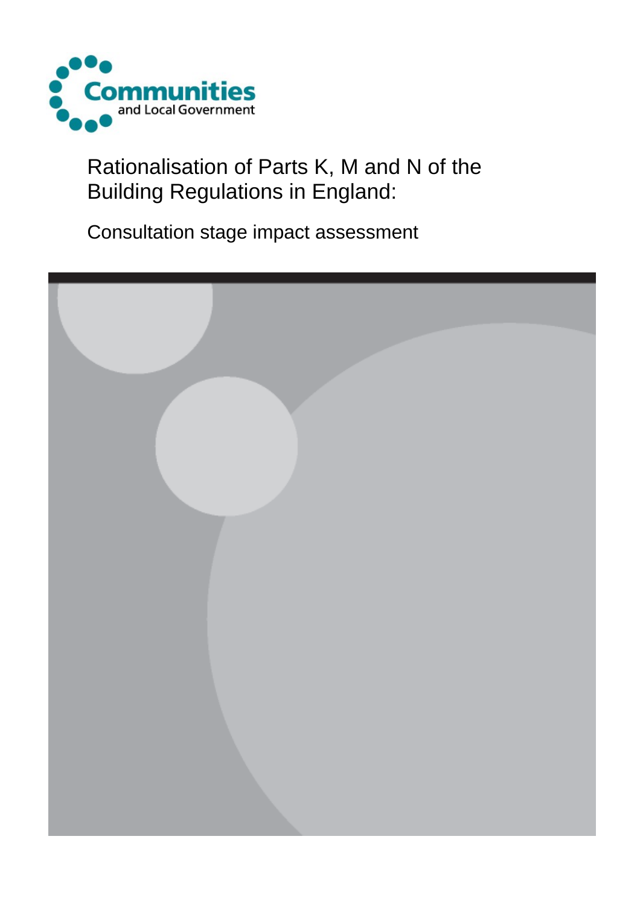Communities and Local Government

# Rationalisation of Parts K, M and N of the Building Regulations in England:

## Consultation stage impact assessment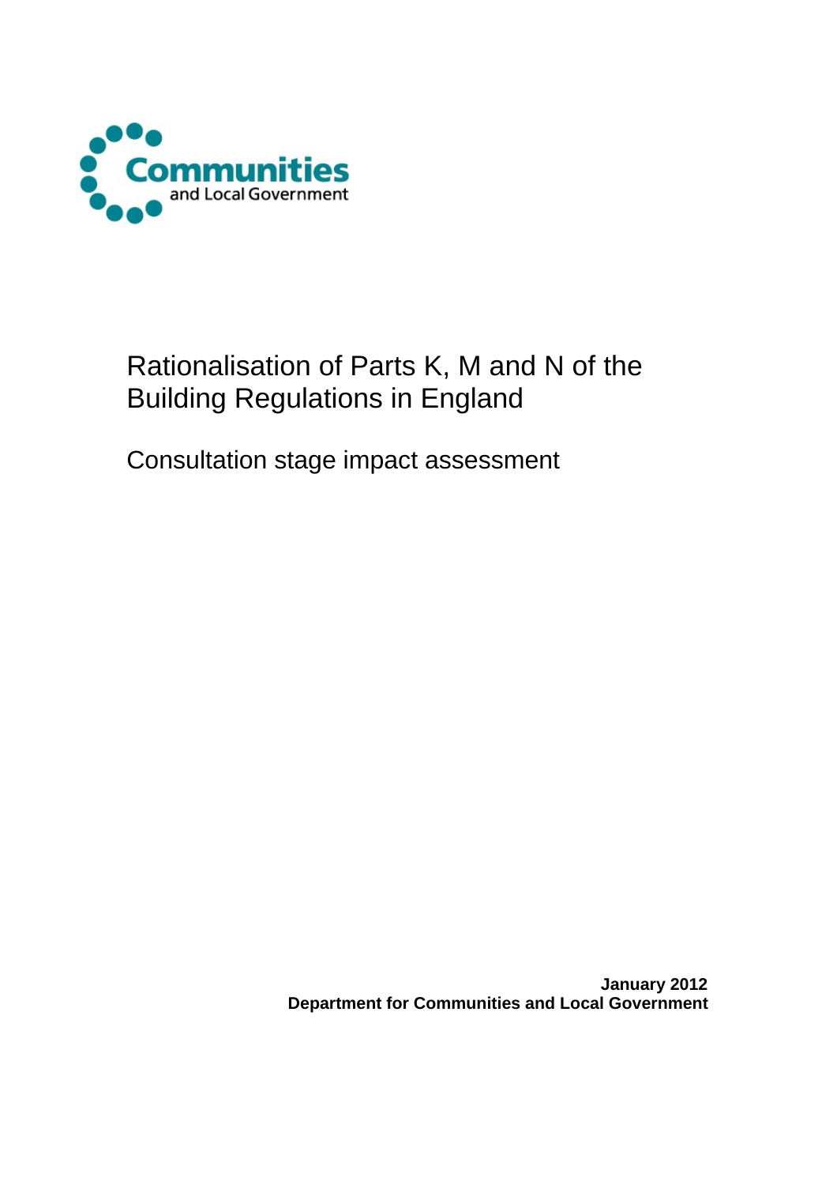Communities and Local Government

# Rationalisation of Parts K, M and N of the Building Regulations in England

## Consultation stage impact assessment

**January 2012**
**Department for Communities and Local Government**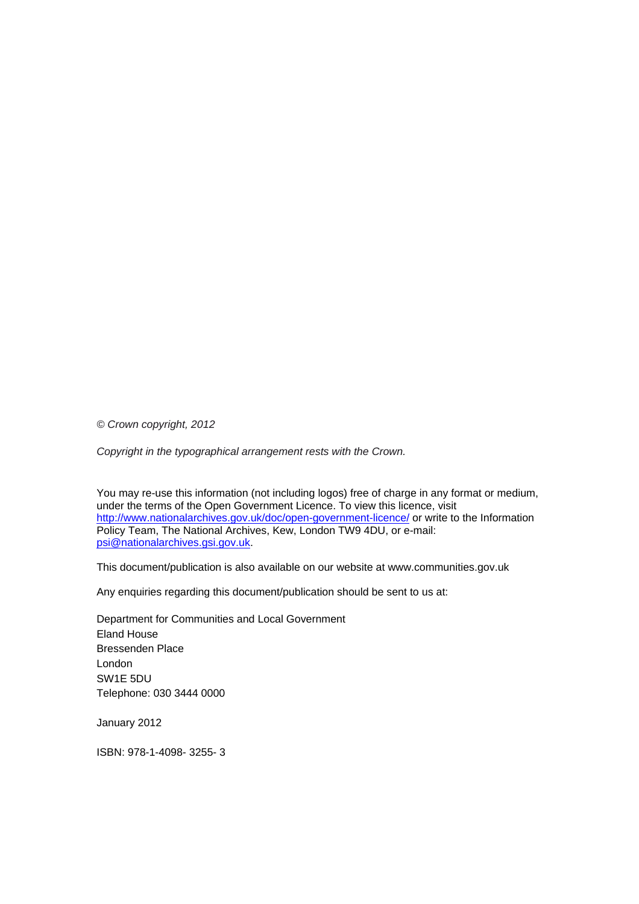*© Crown copyright, 2012*

*Copyright in the typographical arrangement rests with the Crown.*

You may re-use this information (not including logos) free of charge in any format or medium, under the terms of the Open Government Licence. To view this licence, visit http://www.nationalarchives.gov.uk/doc/open-government-licence/ or write to the Information Policy Team, The National Archives, Kew, London TW9 4DU, or e-mail: psi@nationalarchives.gsi.gov.uk.

This document/publication is also available on our website at www.communities.gov.uk

Any enquiries regarding this document/publication should be sent to us at:

Department for Communities and Local Government
Eland House
Bressenden Place
London
SW1E 5DU
Telephone: 030 3444 0000

January 2012

ISBN: 978-1-4098- 3255- 3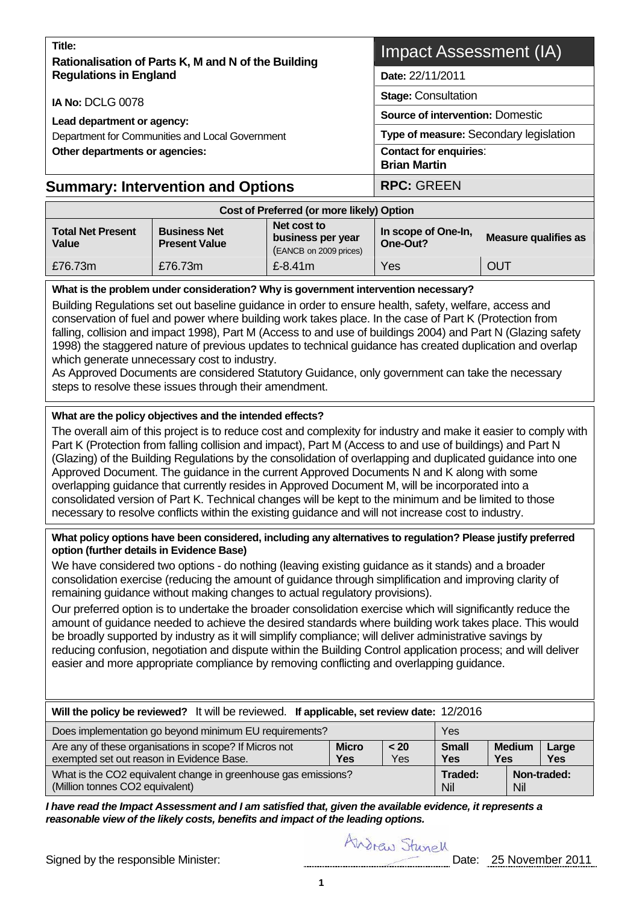| Title: **Rationalisation of Parts K, M and N of the Building Regulations in England** | **Impact Assessment (IA)** |
|---|---|
| **IA No:** DCLG 0078 | **Date:** 22/11/2011 |
| **Lead department or agency:** Department for Communities and Local Government | **Stage:** Consultation |
| **Other departments or agencies:** | **Source of intervention:** Domestic |
| | **Type of measure:** Secondary legislation |
| | **Contact for enquiries**: **Brian Martin** |

## Summary: Intervention and Options

**RPC:** GREEN

| Cost of Preferred (or more likely) Option | | | | |
|---|---|---|---|---|
| **Total Net Present Value** | **Business Net Present Value** | **Net cost to business per year** (EANCB on 2009 prices) | **In scope of One-In, One-Out?** | **Measure qualifies as** |
| £76.73m | £76.73m | £-8.41m | Yes | OUT |

**What is the problem under consideration? Why is government intervention necessary?**

Building Regulations set out baseline guidance in order to ensure health, safety, welfare, access and conservation of fuel and power where building work takes place. In the case of Part K (Protection from falling, collision and impact 1998), Part M (Access to and use of buildings 2004) and Part N (Glazing safety 1998) the staggered nature of previous updates to technical guidance has created duplication and overlap which generate unnecessary cost to industry.

As Approved Documents are considered Statutory Guidance, only government can take the necessary steps to resolve these issues through their amendment.

**What are the policy objectives and the intended effects?**

The overall aim of this project is to reduce cost and complexity for industry and make it easier to comply with Part K (Protection from falling collision and impact), Part M (Access to and use of buildings) and Part N (Glazing) of the Building Regulations by the consolidation of overlapping and duplicated guidance into one Approved Document. The guidance in the current Approved Documents N and K along with some overlapping guidance that currently resides in Approved Document M, will be incorporated into a consolidated version of Part K. Technical changes will be kept to the minimum and be limited to those necessary to resolve conflicts within the existing guidance and will not increase cost to industry.

**What policy options have been considered, including any alternatives to regulation? Please justify preferred option (further details in Evidence Base)**

We have considered two options - do nothing (leaving existing guidance as it stands) and a broader consolidation exercise (reducing the amount of guidance through simplification and improving clarity of remaining guidance without making changes to actual regulatory provisions).

Our preferred option is to undertake the broader consolidation exercise which will significantly reduce the amount of guidance needed to achieve the desired standards where building work takes place. This would be broadly supported by industry as it will simplify compliance; will deliver administrative savings by reducing confusion, negotiation and dispute within the Building Control application process; and will deliver easier and more appropriate compliance by removing conflicting and overlapping guidance.

| **Will the policy be reviewed?** It will be reviewed. **If applicable, set review date:** 12/2016 | | | | | |
|---|---|---|---|---|---|
| Does implementation go beyond minimum EU requirements? | | | Yes | | |
| Are any of these organisations in scope? If Micros not exempted set out reason in Evidence Base. | **Micro** Yes | **< 20** Yes | **Small** Yes | **Medium** Yes | **Large** Yes |
| What is the $CO_2$ equivalent change in greenhouse gas emissions? (Million tonnes $CO_2$ equivalent) | | | **Traded:** Nil | **Non-traded:** Nil | |

***I have read the Impact Assessment and I am satisfied that, given the available evidence, it represents a reasonable view of the likely costs, benefits and impact of the leading options.***

Signed by the responsible Minister: Andrew Stunell Date: 25 November 2011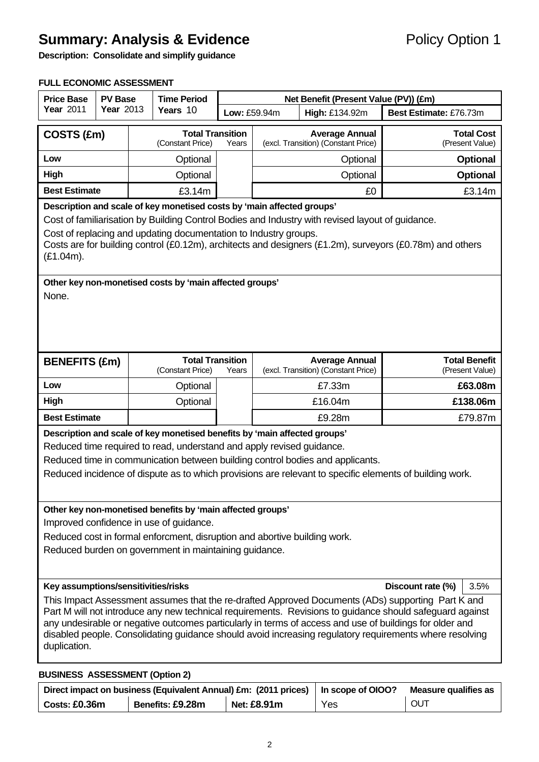# Summary: Analysis & Evidence

Policy Option 1

**Description: Consolidate and simplify guidance**

**FULL ECONOMIC ASSESSMENT**

| Price Base Year 2011 | PV Base Year 2013 | Time Period Years 10 | Net Benefit (Present Value (PV)) (£m) | | |
|---|---|---|---|---|---|
| | | | Low: £59.94m | High: £134.92m | Best Estimate: £76.73m |

| COSTS (£m) | Total Transition (Constant Price) | Years | Average Annual (excl. Transition) (Constant Price) | Total Cost (Present Value) |
|---|---|---|---|---|
| Low | Optional | | Optional | **Optional** |
| High | Optional | | Optional | **Optional** |
| Best Estimate | £3.14m | | £0 | £3.14m |

**Description and scale of key monetised costs by 'main affected groups'**

Cost of familiarisation by Building Control Bodies and Industry with revised layout of guidance.

Cost of replacing and updating documentation to Industry groups.
Costs are for building control (£0.12m), architects and designers (£1.2m), surveyors (£0.78m) and others (£1.04m).

**Other key non-monetised costs by 'main affected groups'**

None.

| BENEFITS (£m) | Total Transition (Constant Price) | Years | Average Annual (excl. Transition) (Constant Price) | Total Benefit (Present Value) |
|---|---|---|---|---|
| Low | Optional | | £7.33m | **£63.08m** |
| High | Optional | | £16.04m | **£138.06m** |
| Best Estimate | | | £9.28m | £79.87m |

**Description and scale of key monetised benefits by 'main affected groups'**

Reduced time required to read, understand and apply revised guidance.

Reduced time in communication between building control bodies and applicants.

Reduced incidence of dispute as to which provisions are relevant to specific elements of building work.

**Other key non-monetised benefits by 'main affected groups'**

Improved confidence in use of guidance.

Reduced cost in formal enforcment, disruption and abortive building work.

Reduced burden on government in maintaining guidance.

**Key assumptions/sensitivities/risks** — **Discount rate (%)** 3.5%

This Impact Assessment assumes that the re-drafted Approved Documents (ADs) supporting Part K and Part M will not introduce any new technical requirements. Revisions to guidance should safeguard against any undesirable or negative outcomes particularly in terms of access and use of buildings for older and disabled people. Consolidating guidance should avoid increasing regulatory requirements where resolving duplication.

**BUSINESS ASSESSMENT (Option 2)**

| Direct impact on business (Equivalent Annual) £m: (2011 prices) | | | In scope of OIOO? | Measure qualifies as |
|---|---|---|---|---|
| Costs: £0.36m | Benefits: £9.28m | Net: £8.91m | Yes | OUT |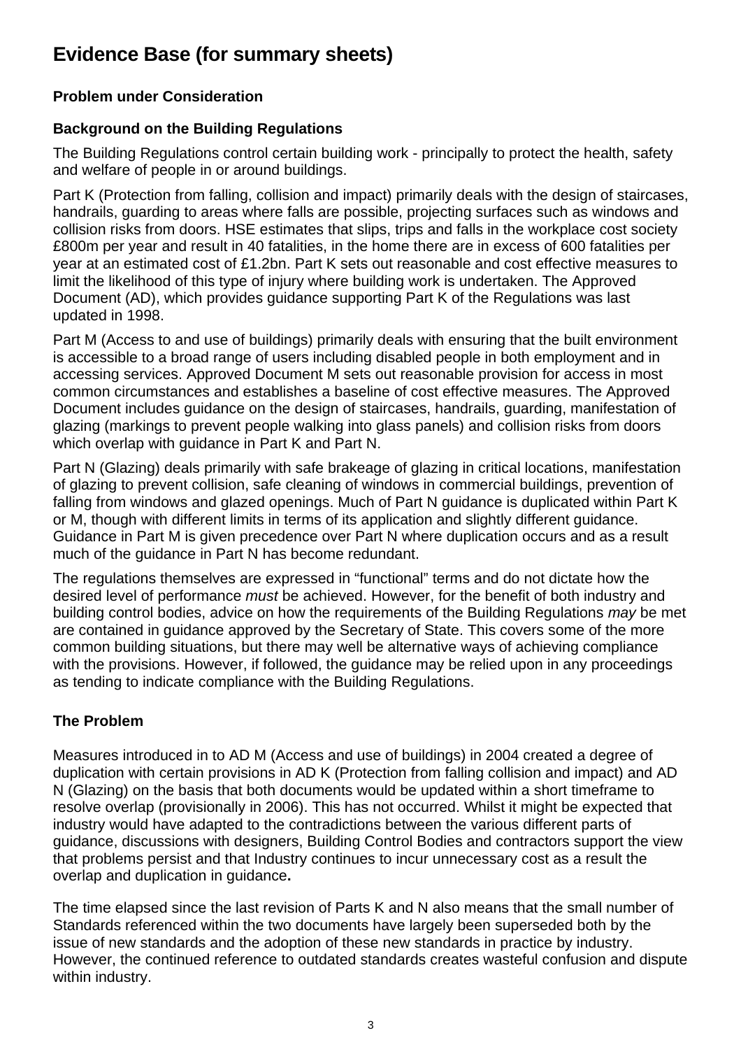# Evidence Base (for summary sheets)

### Problem under Consideration

### Background on the Building Regulations

The Building Regulations control certain building work - principally to protect the health, safety and welfare of people in or around buildings.

Part K (Protection from falling, collision and impact) primarily deals with the design of staircases, handrails, guarding to areas where falls are possible, projecting surfaces such as windows and collision risks from doors. HSE estimates that slips, trips and falls in the workplace cost society £800m per year and result in 40 fatalities, in the home there are in excess of 600 fatalities per year at an estimated cost of £1.2bn. Part K sets out reasonable and cost effective measures to limit the likelihood of this type of injury where building work is undertaken. The Approved Document (AD), which provides guidance supporting Part K of the Regulations was last updated in 1998.

Part M (Access to and use of buildings) primarily deals with ensuring that the built environment is accessible to a broad range of users including disabled people in both employment and in accessing services. Approved Document M sets out reasonable provision for access in most common circumstances and establishes a baseline of cost effective measures. The Approved Document includes guidance on the design of staircases, handrails, guarding, manifestation of glazing (markings to prevent people walking into glass panels) and collision risks from doors which overlap with guidance in Part K and Part N.

Part N (Glazing) deals primarily with safe brakeage of glazing in critical locations, manifestation of glazing to prevent collision, safe cleaning of windows in commercial buildings, prevention of falling from windows and glazed openings. Much of Part N guidance is duplicated within Part K or M, though with different limits in terms of its application and slightly different guidance. Guidance in Part M is given precedence over Part N where duplication occurs and as a result much of the guidance in Part N has become redundant.

The regulations themselves are expressed in "functional" terms and do not dictate how the desired level of performance *must* be achieved. However, for the benefit of both industry and building control bodies, advice on how the requirements of the Building Regulations *may* be met are contained in guidance approved by the Secretary of State. This covers some of the more common building situations, but there may well be alternative ways of achieving compliance with the provisions. However, if followed, the guidance may be relied upon in any proceedings as tending to indicate compliance with the Building Regulations.

### The Problem

Measures introduced in to AD M (Access and use of buildings) in 2004 created a degree of duplication with certain provisions in AD K (Protection from falling collision and impact) and AD N (Glazing) on the basis that both documents would be updated within a short timeframe to resolve overlap (provisionally in 2006). This has not occurred. Whilst it might be expected that industry would have adapted to the contradictions between the various different parts of guidance, discussions with designers, Building Control Bodies and contractors support the view that problems persist and that Industry continues to incur unnecessary cost as a result the overlap and duplication in guidance**.**

The time elapsed since the last revision of Parts K and N also means that the small number of Standards referenced within the two documents have largely been superseded both by the issue of new standards and the adoption of these new standards in practice by industry. However, the continued reference to outdated standards creates wasteful confusion and dispute within industry.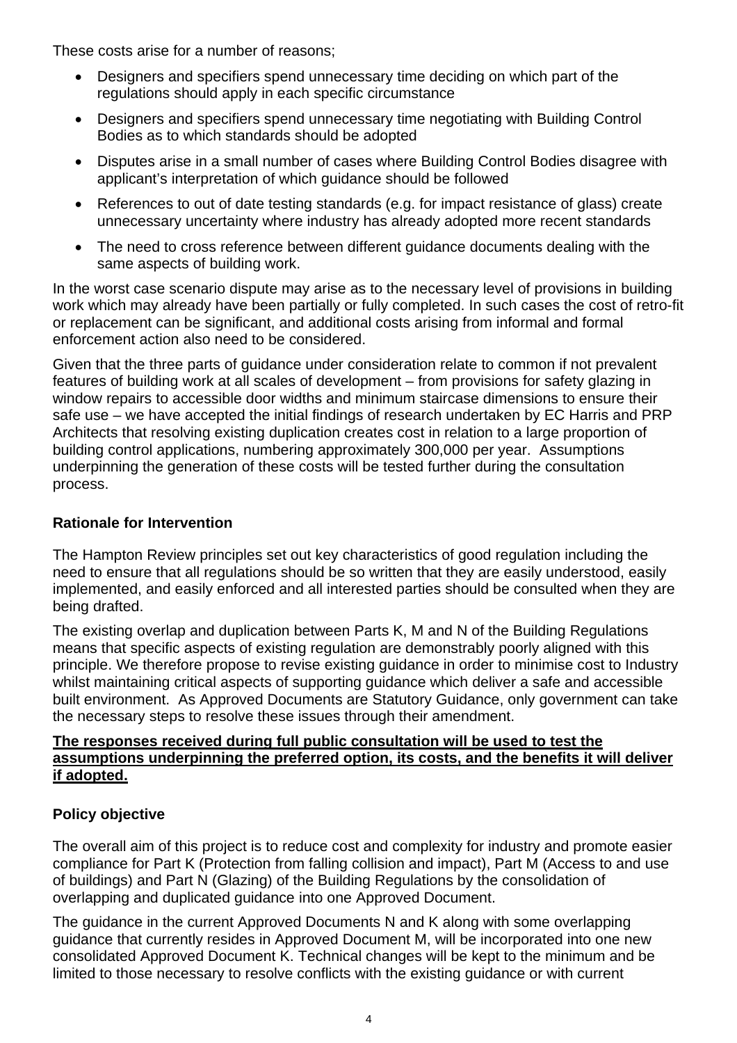These costs arise for a number of reasons;

- Designers and specifiers spend unnecessary time deciding on which part of the regulations should apply in each specific circumstance
- Designers and specifiers spend unnecessary time negotiating with Building Control Bodies as to which standards should be adopted
- Disputes arise in a small number of cases where Building Control Bodies disagree with applicant's interpretation of which guidance should be followed
- References to out of date testing standards (e.g. for impact resistance of glass) create unnecessary uncertainty where industry has already adopted more recent standards
- The need to cross reference between different guidance documents dealing with the same aspects of building work.

In the worst case scenario dispute may arise as to the necessary level of provisions in building work which may already have been partially or fully completed. In such cases the cost of retro-fit or replacement can be significant, and additional costs arising from informal and formal enforcement action also need to be considered.

Given that the three parts of guidance under consideration relate to common if not prevalent features of building work at all scales of development – from provisions for safety glazing in window repairs to accessible door widths and minimum staircase dimensions to ensure their safe use – we have accepted the initial findings of research undertaken by EC Harris and PRP Architects that resolving existing duplication creates cost in relation to a large proportion of building control applications, numbering approximately 300,000 per year. Assumptions underpinning the generation of these costs will be tested further during the consultation process.

**Rationale for Intervention**

The Hampton Review principles set out key characteristics of good regulation including the need to ensure that all regulations should be so written that they are easily understood, easily implemented, and easily enforced and all interested parties should be consulted when they are being drafted.

The existing overlap and duplication between Parts K, M and N of the Building Regulations means that specific aspects of existing regulation are demonstrably poorly aligned with this principle. We therefore propose to revise existing guidance in order to minimise cost to Industry whilst maintaining critical aspects of supporting guidance which deliver a safe and accessible built environment. As Approved Documents are Statutory Guidance, only government can take the necessary steps to resolve these issues through their amendment.

**The responses received during full public consultation will be used to test the assumptions underpinning the preferred option, its costs, and the benefits it will deliver if adopted.**

**Policy objective**

The overall aim of this project is to reduce cost and complexity for industry and promote easier compliance for Part K (Protection from falling collision and impact), Part M (Access to and use of buildings) and Part N (Glazing) of the Building Regulations by the consolidation of overlapping and duplicated guidance into one Approved Document.

The guidance in the current Approved Documents N and K along with some overlapping guidance that currently resides in Approved Document M, will be incorporated into one new consolidated Approved Document K. Technical changes will be kept to the minimum and be limited to those necessary to resolve conflicts with the existing guidance or with current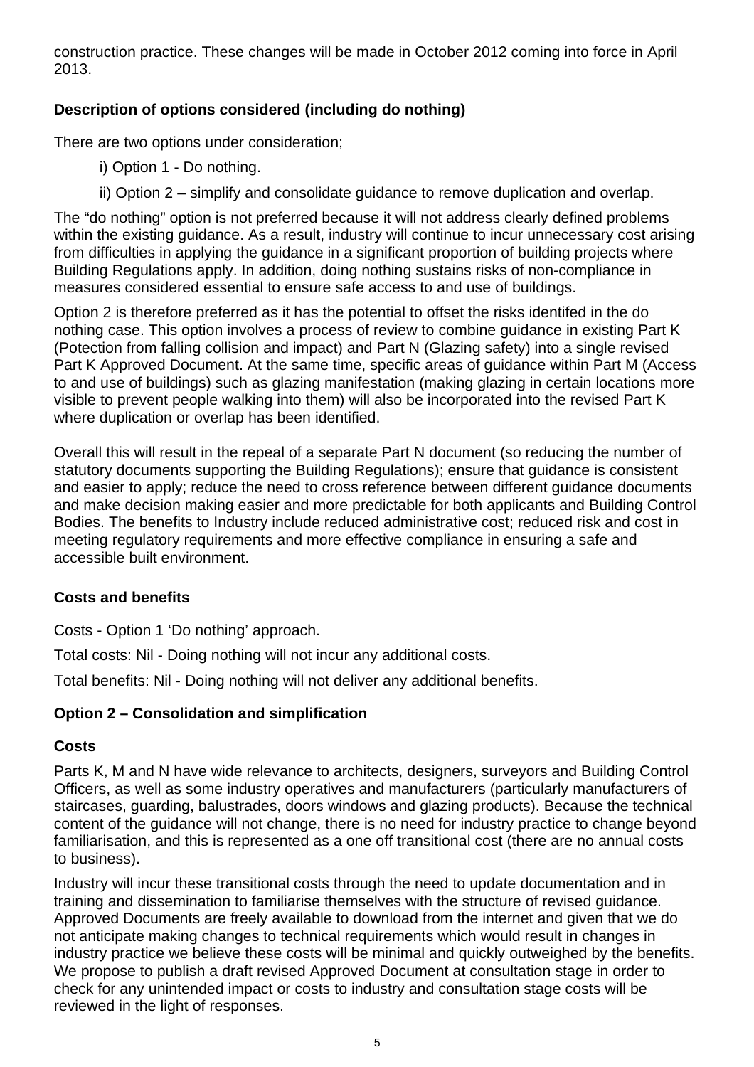construction practice. These changes will be made in October 2012 coming into force in April 2013.

**Description of options considered (including do nothing)**

There are two options under consideration;

i) Option 1 - Do nothing.

ii) Option 2 – simplify and consolidate guidance to remove duplication and overlap.

The "do nothing" option is not preferred because it will not address clearly defined problems within the existing guidance. As a result, industry will continue to incur unnecessary cost arising from difficulties in applying the guidance in a significant proportion of building projects where Building Regulations apply. In addition, doing nothing sustains risks of non-compliance in measures considered essential to ensure safe access to and use of buildings.

Option 2 is therefore preferred as it has the potential to offset the risks identifed in the do nothing case. This option involves a process of review to combine guidance in existing Part K (Potection from falling collision and impact) and Part N (Glazing safety) into a single revised Part K Approved Document. At the same time, specific areas of guidance within Part M (Access to and use of buildings) such as glazing manifestation (making glazing in certain locations more visible to prevent people walking into them) will also be incorporated into the revised Part K where duplication or overlap has been identified.

Overall this will result in the repeal of a separate Part N document (so reducing the number of statutory documents supporting the Building Regulations); ensure that guidance is consistent and easier to apply; reduce the need to cross reference between different guidance documents and make decision making easier and more predictable for both applicants and Building Control Bodies. The benefits to Industry include reduced administrative cost; reduced risk and cost in meeting regulatory requirements and more effective compliance in ensuring a safe and accessible built environment.

**Costs and benefits**

Costs - Option 1 'Do nothing' approach.

Total costs: Nil - Doing nothing will not incur any additional costs.

Total benefits: Nil - Doing nothing will not deliver any additional benefits.

**Option 2 – Consolidation and simplification**

**Costs**

Parts K, M and N have wide relevance to architects, designers, surveyors and Building Control Officers, as well as some industry operatives and manufacturers (particularly manufacturers of staircases, guarding, balustrades, doors windows and glazing products). Because the technical content of the guidance will not change, there is no need for industry practice to change beyond familiarisation, and this is represented as a one off transitional cost (there are no annual costs to business).

Industry will incur these transitional costs through the need to update documentation and in training and dissemination to familiarise themselves with the structure of revised guidance. Approved Documents are freely available to download from the internet and given that we do not anticipate making changes to technical requirements which would result in changes in industry practice we believe these costs will be minimal and quickly outweighed by the benefits. We propose to publish a draft revised Approved Document at consultation stage in order to check for any unintended impact or costs to industry and consultation stage costs will be reviewed in the light of responses.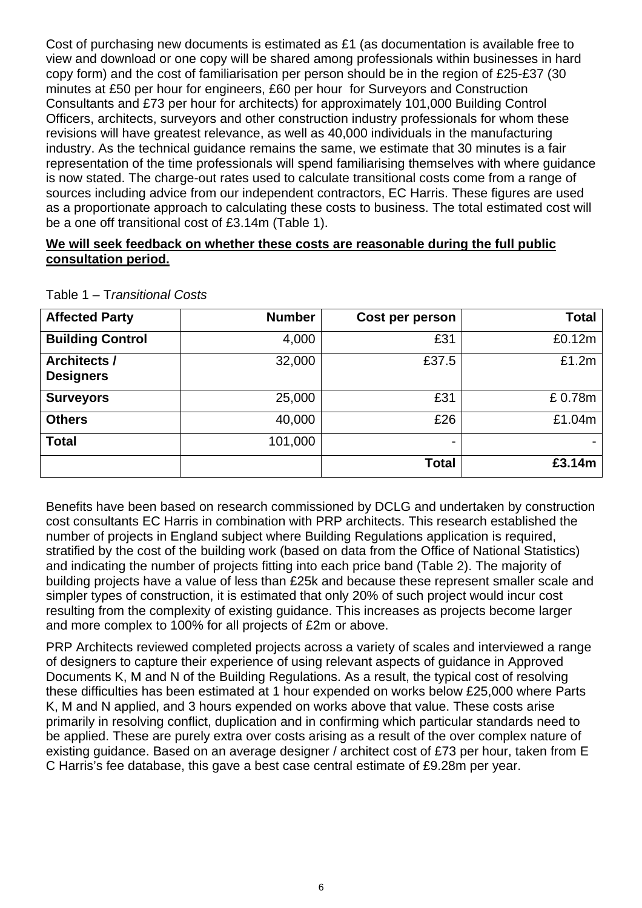Cost of purchasing new documents is estimated as £1 (as documentation is available free to view and download or one copy will be shared among professionals within businesses in hard copy form) and the cost of familiarisation per person should be in the region of £25-£37 (30 minutes at £50 per hour for engineers, £60 per hour for Surveyors and Construction Consultants and £73 per hour for architects) for approximately 101,000 Building Control Officers, architects, surveyors and other construction industry professionals for whom these revisions will have greatest relevance, as well as 40,000 individuals in the manufacturing industry. As the technical guidance remains the same, we estimate that 30 minutes is a fair representation of the time professionals will spend familiarising themselves with where guidance is now stated. The charge-out rates used to calculate transitional costs come from a range of sources including advice from our independent contractors, EC Harris. These figures are used as a proportionate approach to calculating these costs to business. The total estimated cost will be a one off transitional cost of £3.14m (Table 1).

**We will seek feedback on whether these costs are reasonable during the full public consultation period.**

Table 1 – T*ransitional Costs*

| Affected Party | Number | Cost per person | Total |
|---|---|---|---|
| **Building Control** | 4,000 | £31 | £0.12m |
| **Architects / Designers** | 32,000 | £37.5 | £1.2m |
| **Surveyors** | 25,000 | £31 | £ 0.78m |
| **Others** | 40,000 | £26 | £1.04m |
| **Total** | 101,000 | - | - |
| | | **Total** | **£3.14m** |

Benefits have been based on research commissioned by DCLG and undertaken by construction cost consultants EC Harris in combination with PRP architects. This research established the number of projects in England subject where Building Regulations application is required, stratified by the cost of the building work (based on data from the Office of National Statistics) and indicating the number of projects fitting into each price band (Table 2). The majority of building projects have a value of less than £25k and because these represent smaller scale and simpler types of construction, it is estimated that only 20% of such project would incur cost resulting from the complexity of existing guidance. This increases as projects become larger and more complex to 100% for all projects of £2m or above.

PRP Architects reviewed completed projects across a variety of scales and interviewed a range of designers to capture their experience of using relevant aspects of guidance in Approved Documents K, M and N of the Building Regulations. As a result, the typical cost of resolving these difficulties has been estimated at 1 hour expended on works below £25,000 where Parts K, M and N applied, and 3 hours expended on works above that value. These costs arise primarily in resolving conflict, duplication and in confirming which particular standards need to be applied. These are purely extra over costs arising as a result of the over complex nature of existing guidance. Based on an average designer / architect cost of £73 per hour, taken from E C Harris's fee database, this gave a best case central estimate of £9.28m per year.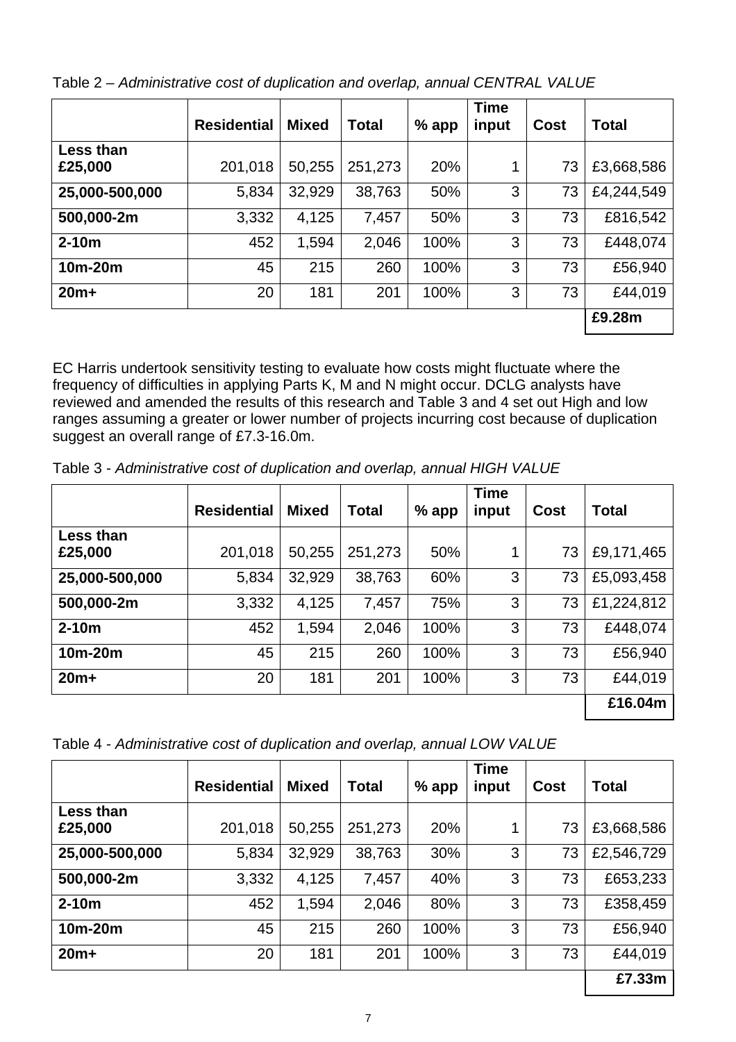Table 2 – *Administrative cost of duplication and overlap, annual CENTRAL VALUE*

| | Residential | Mixed | Total | % app | Time input | Cost | Total |
|---|---|---|---|---|---|---|---|
| **Less than £25,000** | 201,018 | 50,255 | 251,273 | 20% | 1 | 73 | £3,668,586 |
| **25,000-500,000** | 5,834 | 32,929 | 38,763 | 50% | 3 | 73 | £4,244,549 |
| **500,000-2m** | 3,332 | 4,125 | 7,457 | 50% | 3 | 73 | £816,542 |
| **2-10m** | 452 | 1,594 | 2,046 | 100% | 3 | 73 | £448,074 |
| **10m-20m** | 45 | 215 | 260 | 100% | 3 | 73 | £56,940 |
| **20m+** | 20 | 181 | 201 | 100% | 3 | 73 | £44,019 |
| | | | | | | | **£9.28m** |

EC Harris undertook sensitivity testing to evaluate how costs might fluctuate where the frequency of difficulties in applying Parts K, M and N might occur. DCLG analysts have reviewed and amended the results of this research and Table 3 and 4 set out High and low ranges assuming a greater or lower number of projects incurring cost because of duplication suggest an overall range of £7.3-16.0m.

Table 3 - *Administrative cost of duplication and overlap, annual HIGH VALUE*

| | Residential | Mixed | Total | % app | Time input | Cost | Total |
|---|---|---|---|---|---|---|---|
| **Less than £25,000** | 201,018 | 50,255 | 251,273 | 50% | 1 | 73 | £9,171,465 |
| **25,000-500,000** | 5,834 | 32,929 | 38,763 | 60% | 3 | 73 | £5,093,458 |
| **500,000-2m** | 3,332 | 4,125 | 7,457 | 75% | 3 | 73 | £1,224,812 |
| **2-10m** | 452 | 1,594 | 2,046 | 100% | 3 | 73 | £448,074 |
| **10m-20m** | 45 | 215 | 260 | 100% | 3 | 73 | £56,940 |
| **20m+** | 20 | 181 | 201 | 100% | 3 | 73 | £44,019 |
| | | | | | | | **£16.04m** |

Table 4 - *Administrative cost of duplication and overlap, annual LOW VALUE*

| | Residential | Mixed | Total | % app | Time input | Cost | Total |
|---|---|---|---|---|---|---|---|
| **Less than £25,000** | 201,018 | 50,255 | 251,273 | 20% | 1 | 73 | £3,668,586 |
| **25,000-500,000** | 5,834 | 32,929 | 38,763 | 30% | 3 | 73 | £2,546,729 |
| **500,000-2m** | 3,332 | 4,125 | 7,457 | 40% | 3 | 73 | £653,233 |
| **2-10m** | 452 | 1,594 | 2,046 | 80% | 3 | 73 | £358,459 |
| **10m-20m** | 45 | 215 | 260 | 100% | 3 | 73 | £56,940 |
| **20m+** | 20 | 181 | 201 | 100% | 3 | 73 | £44,019 |
| | | | | | | | **£7.33m** |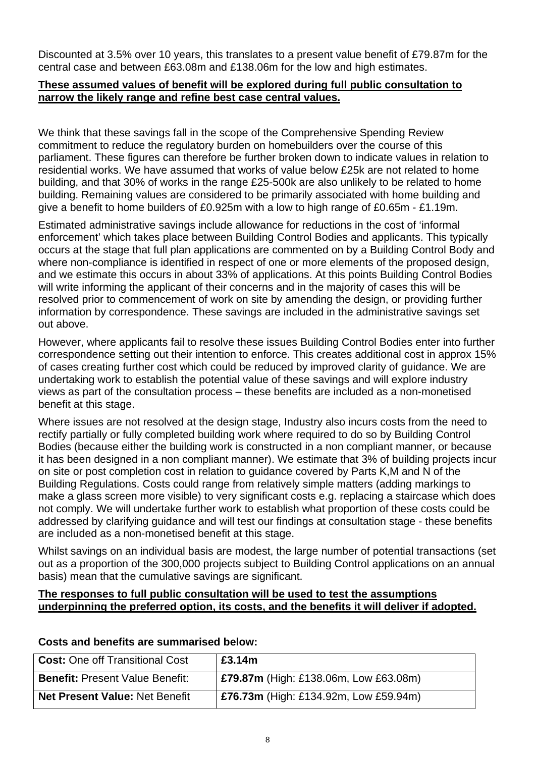Discounted at 3.5% over 10 years, this translates to a present value benefit of £79.87m for the central case and between £63.08m and £138.06m for the low and high estimates.

**These assumed values of benefit will be explored during full public consultation to narrow the likely range and refine best case central values.**

We think that these savings fall in the scope of the Comprehensive Spending Review commitment to reduce the regulatory burden on homebuilders over the course of this parliament. These figures can therefore be further broken down to indicate values in relation to residential works. We have assumed that works of value below £25k are not related to home building, and that 30% of works in the range £25-500k are also unlikely to be related to home building. Remaining values are considered to be primarily associated with home building and give a benefit to home builders of £0.925m with a low to high range of £0.65m - £1.19m.

Estimated administrative savings include allowance for reductions in the cost of 'informal enforcement' which takes place between Building Control Bodies and applicants. This typically occurs at the stage that full plan applications are commented on by a Building Control Body and where non-compliance is identified in respect of one or more elements of the proposed design, and we estimate this occurs in about 33% of applications. At this points Building Control Bodies will write informing the applicant of their concerns and in the majority of cases this will be resolved prior to commencement of work on site by amending the design, or providing further information by correspondence. These savings are included in the administrative savings set out above.

However, where applicants fail to resolve these issues Building Control Bodies enter into further correspondence setting out their intention to enforce. This creates additional cost in approx 15% of cases creating further cost which could be reduced by improved clarity of guidance. We are undertaking work to establish the potential value of these savings and will explore industry views as part of the consultation process – these benefits are included as a non-monetised benefit at this stage.

Where issues are not resolved at the design stage, Industry also incurs costs from the need to rectify partially or fully completed building work where required to do so by Building Control Bodies (because either the building work is constructed in a non compliant manner, or because it has been designed in a non compliant manner). We estimate that 3% of building projects incur on site or post completion cost in relation to guidance covered by Parts K,M and N of the Building Regulations. Costs could range from relatively simple matters (adding markings to make a glass screen more visible) to very significant costs e.g. replacing a staircase which does not comply. We will undertake further work to establish what proportion of these costs could be addressed by clarifying guidance and will test our findings at consultation stage - these benefits are included as a non-monetised benefit at this stage.

Whilst savings on an individual basis are modest, the large number of potential transactions (set out as a proportion of the 300,000 projects subject to Building Control applications on an annual basis) mean that the cumulative savings are significant.

**The responses to full public consultation will be used to test the assumptions underpinning the preferred option, its costs, and the benefits it will deliver if adopted.**

**Costs and benefits are summarised below:**

| | |
|---|---|
| **Cost:** One off Transitional Cost | **£3.14m** |
| **Benefit:** Present Value Benefit: | **£79.87m** (High: £138.06m, Low £63.08m) |
| **Net Present Value:** Net Benefit | **£76.73m** (High: £134.92m, Low £59.94m) |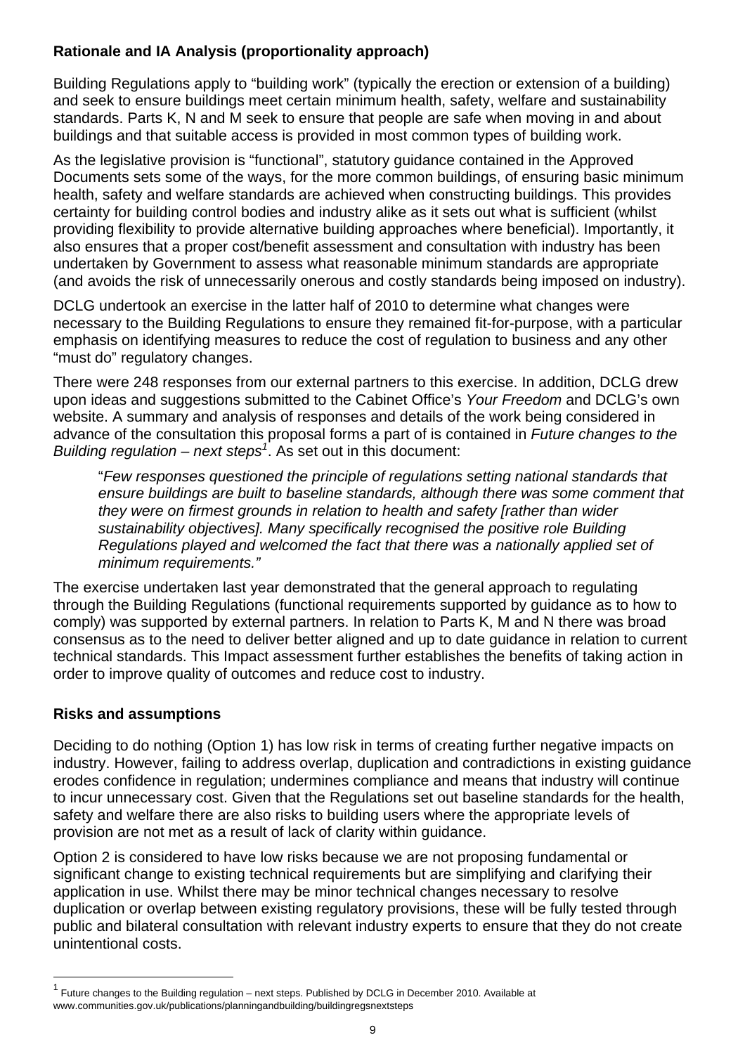### Rationale and IA Analysis (proportionality approach)

Building Regulations apply to "building work" (typically the erection or extension of a building) and seek to ensure buildings meet certain minimum health, safety, welfare and sustainability standards. Parts K, N and M seek to ensure that people are safe when moving in and about buildings and that suitable access is provided in most common types of building work.

As the legislative provision is "functional", statutory guidance contained in the Approved Documents sets some of the ways, for the more common buildings, of ensuring basic minimum health, safety and welfare standards are achieved when constructing buildings. This provides certainty for building control bodies and industry alike as it sets out what is sufficient (whilst providing flexibility to provide alternative building approaches where beneficial). Importantly, it also ensures that a proper cost/benefit assessment and consultation with industry has been undertaken by Government to assess what reasonable minimum standards are appropriate (and avoids the risk of unnecessarily onerous and costly standards being imposed on industry).

DCLG undertook an exercise in the latter half of 2010 to determine what changes were necessary to the Building Regulations to ensure they remained fit-for-purpose, with a particular emphasis on identifying measures to reduce the cost of regulation to business and any other "must do" regulatory changes.

There were 248 responses from our external partners to this exercise. In addition, DCLG drew upon ideas and suggestions submitted to the Cabinet Office's *Your Freedom* and DCLG's own website. A summary and analysis of responses and details of the work being considered in advance of the consultation this proposal forms a part of is contained in *Future changes to the Building regulation – next steps*[1]. As set out in this document:

> "*Few responses questioned the principle of regulations setting national standards that ensure buildings are built to baseline standards, although there was some comment that they were on firmest grounds in relation to health and safety [rather than wider sustainability objectives]. Many specifically recognised the positive role Building Regulations played and welcomed the fact that there was a nationally applied set of minimum requirements."*

The exercise undertaken last year demonstrated that the general approach to regulating through the Building Regulations (functional requirements supported by guidance as to how to comply) was supported by external partners. In relation to Parts K, M and N there was broad consensus as to the need to deliver better aligned and up to date guidance in relation to current technical standards. This Impact assessment further establishes the benefits of taking action in order to improve quality of outcomes and reduce cost to industry.

### Risks and assumptions

Deciding to do nothing (Option 1) has low risk in terms of creating further negative impacts on industry. However, failing to address overlap, duplication and contradictions in existing guidance erodes confidence in regulation; undermines compliance and means that industry will continue to incur unnecessary cost. Given that the Regulations set out baseline standards for the health, safety and welfare there are also risks to building users where the appropriate levels of provision are not met as a result of lack of clarity within guidance.

Option 2 is considered to have low risks because we are not proposing fundamental or significant change to existing technical requirements but are simplifying and clarifying their application in use. Whilst there may be minor technical changes necessary to resolve duplication or overlap between existing regulatory provisions, these will be fully tested through public and bilateral consultation with relevant industry experts to ensure that they do not create unintentional costs.

---

[1] Future changes to the Building regulation – next steps. Published by DCLG in December 2010. Available at www.communities.gov.uk/publications/planningandbuilding/buildingregsnextsteps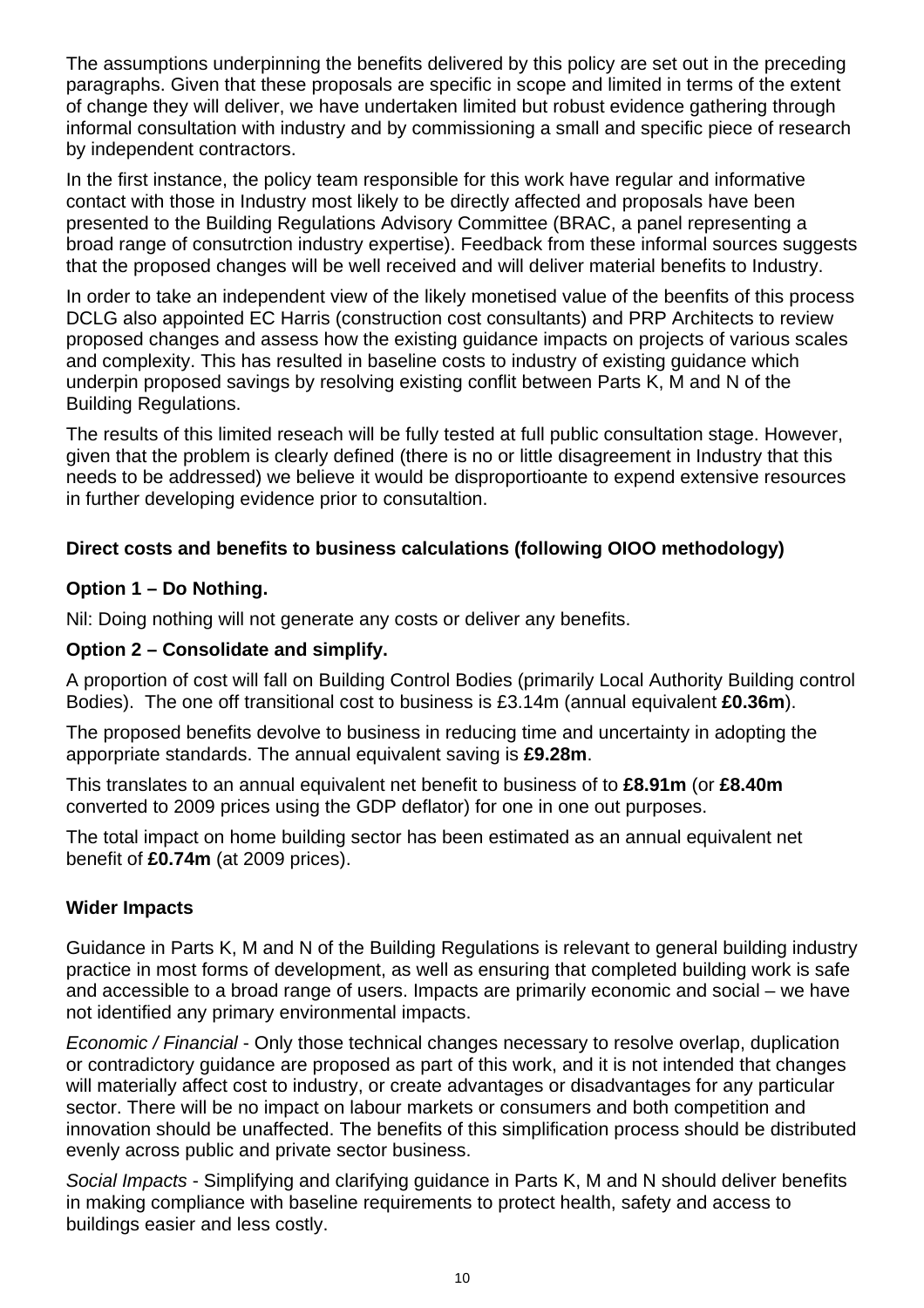The assumptions underpinning the benefits delivered by this policy are set out in the preceding paragraphs. Given that these proposals are specific in scope and limited in terms of the extent of change they will deliver, we have undertaken limited but robust evidence gathering through informal consultation with industry and by commissioning a small and specific piece of research by independent contractors.

In the first instance, the policy team responsible for this work have regular and informative contact with those in Industry most likely to be directly affected and proposals have been presented to the Building Regulations Advisory Committee (BRAC, a panel representing a broad range of consutrction industry expertise). Feedback from these informal sources suggests that the proposed changes will be well received and will deliver material benefits to Industry.

In order to take an independent view of the likely monetised value of the beenfits of this process DCLG also appointed EC Harris (construction cost consultants) and PRP Architects to review proposed changes and assess how the existing guidance impacts on projects of various scales and complexity. This has resulted in baseline costs to industry of existing guidance which underpin proposed savings by resolving existing conflit between Parts K, M and N of the Building Regulations.

The results of this limited reseach will be fully tested at full public consultation stage. However, given that the problem is clearly defined (there is no or little disagreement in Industry that this needs to be addressed) we believe it would be disproportioante to expend extensive resources in further developing evidence prior to consutaltion.

**Direct costs and benefits to business calculations (following OIOO methodology)**

**Option 1 – Do Nothing.**

Nil: Doing nothing will not generate any costs or deliver any benefits.

**Option 2 – Consolidate and simplify.**

A proportion of cost will fall on Building Control Bodies (primarily Local Authority Building control Bodies). The one off transitional cost to business is £3.14m (annual equivalent **£0.36m**).

The proposed benefits devolve to business in reducing time and uncertainty in adopting the apporpriate standards. The annual equivalent saving is **£9.28m**.

This translates to an annual equivalent net benefit to business of to **£8.91m** (or **£8.40m** converted to 2009 prices using the GDP deflator) for one in one out purposes.

The total impact on home building sector has been estimated as an annual equivalent net benefit of **£0.74m** (at 2009 prices).

**Wider Impacts**

Guidance in Parts K, M and N of the Building Regulations is relevant to general building industry practice in most forms of development, as well as ensuring that completed building work is safe and accessible to a broad range of users. Impacts are primarily economic and social – we have not identified any primary environmental impacts.

*Economic / Financial* - Only those technical changes necessary to resolve overlap, duplication or contradictory guidance are proposed as part of this work, and it is not intended that changes will materially affect cost to industry, or create advantages or disadvantages for any particular sector. There will be no impact on labour markets or consumers and both competition and innovation should be unaffected. The benefits of this simplification process should be distributed evenly across public and private sector business.

*Social Impacts* - Simplifying and clarifying guidance in Parts K, M and N should deliver benefits in making compliance with baseline requirements to protect health, safety and access to buildings easier and less costly.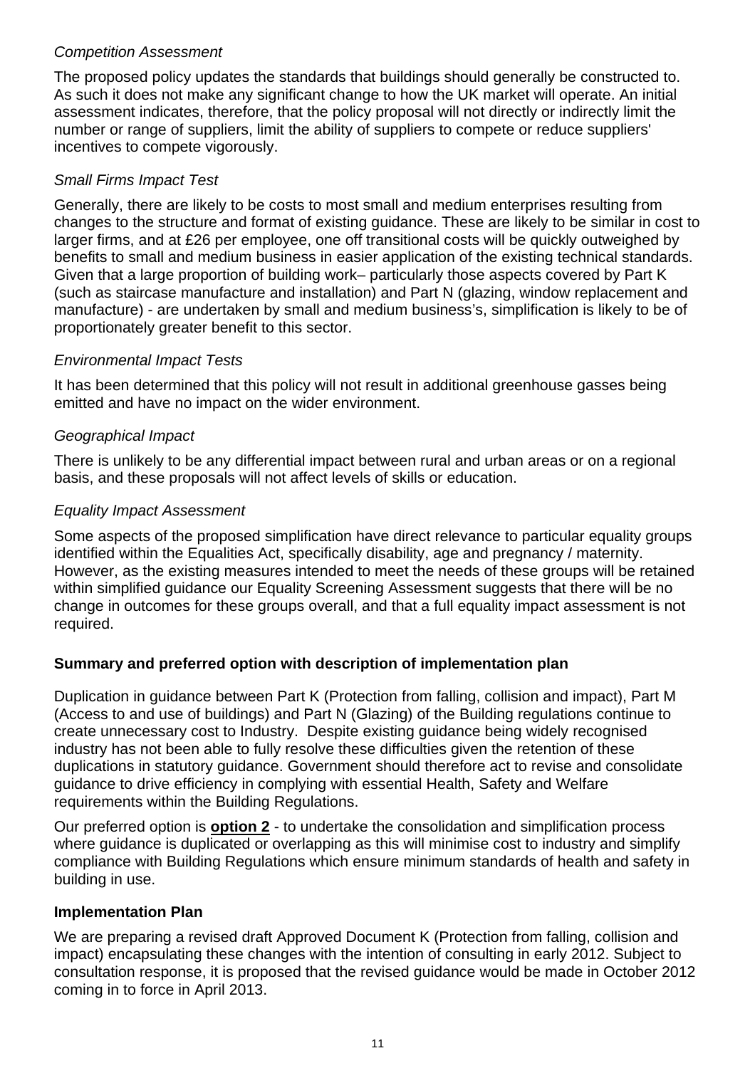*Competition Assessment*

The proposed policy updates the standards that buildings should generally be constructed to. As such it does not make any significant change to how the UK market will operate. An initial assessment indicates, therefore, that the policy proposal will not directly or indirectly limit the number or range of suppliers, limit the ability of suppliers to compete or reduce suppliers' incentives to compete vigorously.

*Small Firms Impact Test*

Generally, there are likely to be costs to most small and medium enterprises resulting from changes to the structure and format of existing guidance. These are likely to be similar in cost to larger firms, and at £26 per employee, one off transitional costs will be quickly outweighed by benefits to small and medium business in easier application of the existing technical standards. Given that a large proportion of building work– particularly those aspects covered by Part K (such as staircase manufacture and installation) and Part N (glazing, window replacement and manufacture) - are undertaken by small and medium business's, simplification is likely to be of proportionately greater benefit to this sector.

*Environmental Impact Tests*

It has been determined that this policy will not result in additional greenhouse gasses being emitted and have no impact on the wider environment.

*Geographical Impact*

There is unlikely to be any differential impact between rural and urban areas or on a regional basis, and these proposals will not affect levels of skills or education.

*Equality Impact Assessment*

Some aspects of the proposed simplification have direct relevance to particular equality groups identified within the Equalities Act, specifically disability, age and pregnancy / maternity. However, as the existing measures intended to meet the needs of these groups will be retained within simplified guidance our Equality Screening Assessment suggests that there will be no change in outcomes for these groups overall, and that a full equality impact assessment is not required.

**Summary and preferred option with description of implementation plan**

Duplication in guidance between Part K (Protection from falling, collision and impact), Part M (Access to and use of buildings) and Part N (Glazing) of the Building regulations continue to create unnecessary cost to Industry. Despite existing guidance being widely recognised industry has not been able to fully resolve these difficulties given the retention of these duplications in statutory guidance. Government should therefore act to revise and consolidate guidance to drive efficiency in complying with essential Health, Safety and Welfare requirements within the Building Regulations.

Our preferred option is **option 2** - to undertake the consolidation and simplification process where guidance is duplicated or overlapping as this will minimise cost to industry and simplify compliance with Building Regulations which ensure minimum standards of health and safety in building in use.

**Implementation Plan**

We are preparing a revised draft Approved Document K (Protection from falling, collision and impact) encapsulating these changes with the intention of consulting in early 2012. Subject to consultation response, it is proposed that the revised guidance would be made in October 2012 coming in to force in April 2013.